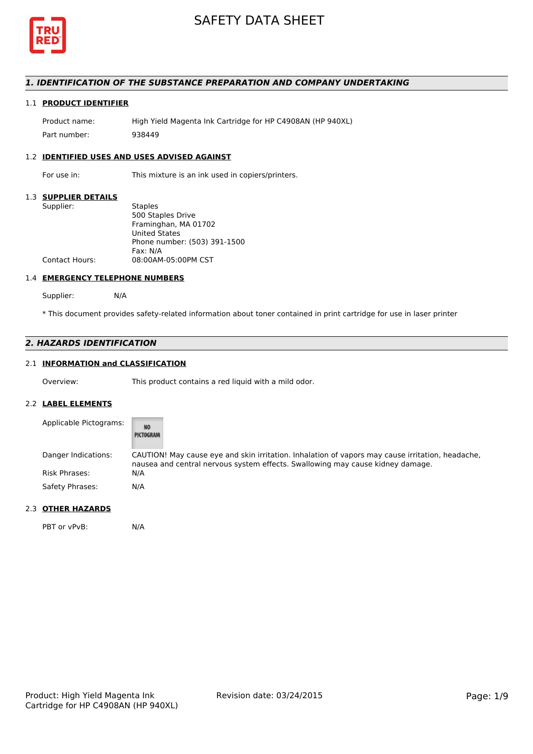# SAFETY DATA SHEET

## *1. IDENTIFICATION OF THE SUBSTANCE PREPARATION AND COMPANY UNDERTAKING*

### 1.1 PRODUCT IDENTIFIER

| | |
|---|---|
| Product name: | High Yield Magenta Ink Cartridge for HP C4908AN (HP 940XL) |
| Part number: | 938449 |

### 1.2 IDENTIFIED USES AND USES ADVISED AGAINST

| | |
|---|---|
| For use in: | This mixture is an ink used in copiers/printers. |

### 1.3 SUPPLIER DETAILS

Supplier:
Staples
500 Staples Drive
Framinghan, MA 01702
United States
Phone number: (503) 391-1500
Fax: N/A

Contact Hours: 08:00AM-05:00PM CST

### 1.4 EMERGENCY TELEPHONE NUMBERS

Supplier: N/A

* This document provides safety-related information about toner contained in print cartridge for use in laser printer

## *2. HAZARDS IDENTIFICATION*

### 2.1 INFORMATION and CLASSIFICATION

Overview: This product contains a red liquid with a mild odor.

### 2.2 LABEL ELEMENTS

Applicable Pictograms: NO PICTOGRAM

Danger Indications: CAUTION! May cause eye and skin irritation. Inhalation of vapors may cause irritation, headache, nausea and central nervous system effects. Swallowing may cause kidney damage.

Risk Phrases: N/A

Safety Phrases: N/A

### 2.3 OTHER HAZARDS

PBT or vPvB: N/A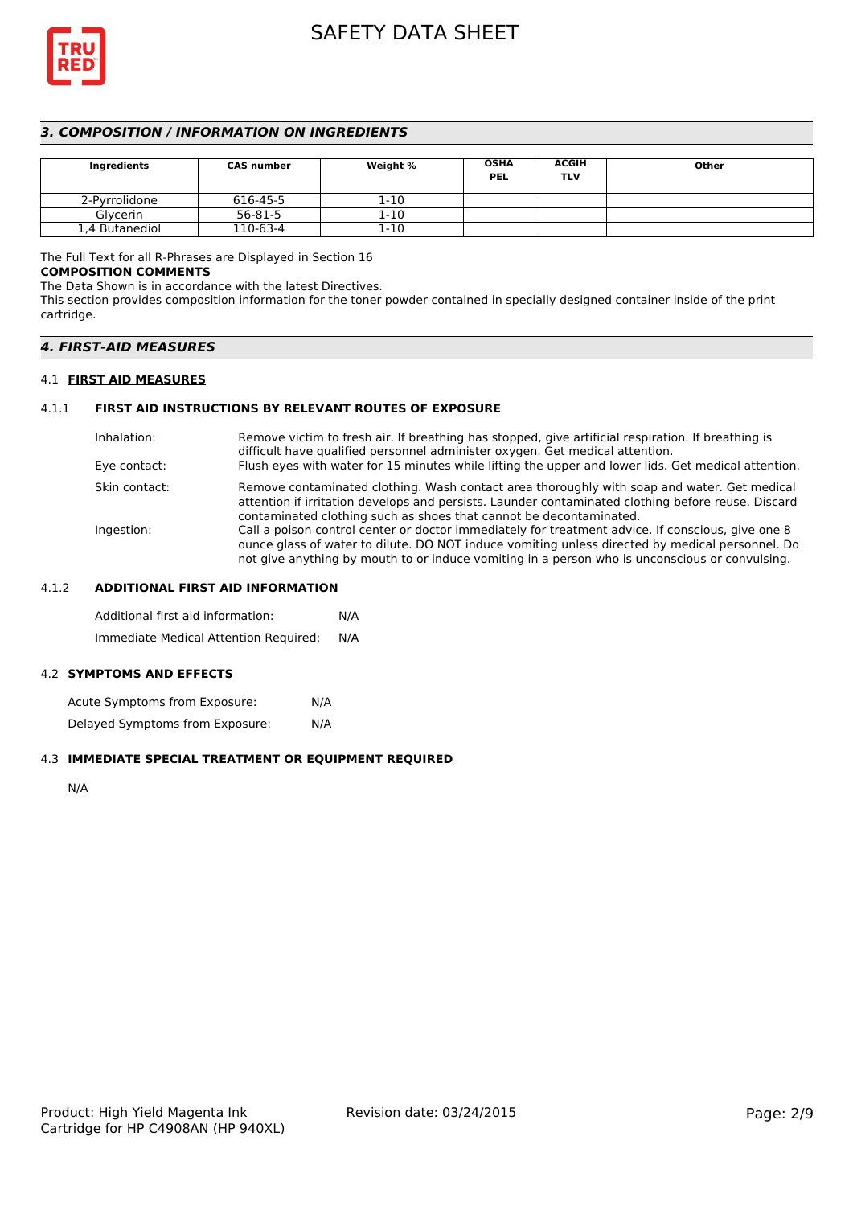## 3. COMPOSITION / INFORMATION ON INGREDIENTS

| Ingredients | CAS number | Weight % | OSHA PEL | ACGIH TLV | Other |
|---|---|---|---|---|---|
| 2-Pyrrolidone | 616-45-5 | 1-10 | | | |
| Glycerin | 56-81-5 | 1-10 | | | |
| 1,4 Butanediol | 110-63-4 | 1-10 | | | |

The Full Text for all R-Phrases are Displayed in Section 16

**COMPOSITION COMMENTS**

The Data Shown is in accordance with the latest Directives.

This section provides composition information for the toner powder contained in specially designed container inside of the print cartridge.

## 4. FIRST-AID MEASURES

### 4.1 FIRST AID MEASURES

#### 4.1.1 FIRST AID INSTRUCTIONS BY RELEVANT ROUTES OF EXPOSURE

Inhalation: Remove victim to fresh air. If breathing has stopped, give artificial respiration. If breathing is difficult have qualified personnel administer oxygen. Get medical attention.

Eye contact: Flush eyes with water for 15 minutes while lifting the upper and lower lids. Get medical attention.

Skin contact: Remove contaminated clothing. Wash contact area thoroughly with soap and water. Get medical attention if irritation develops and persists. Launder contaminated clothing before reuse. Discard contaminated clothing such as shoes that cannot be decontaminated.

Ingestion: Call a poison control center or doctor immediately for treatment advice. If conscious, give one 8 ounce glass of water to dilute. DO NOT induce vomiting unless directed by medical personnel. Do not give anything by mouth to or induce vomiting in a person who is unconscious or convulsing.

#### 4.1.2 ADDITIONAL FIRST AID INFORMATION

Additional first aid information: N/A

Immediate Medical Attention Required: N/A

### 4.2 SYMPTOMS AND EFFECTS

Acute Symptoms from Exposure: N/A

Delayed Symptoms from Exposure: N/A

### 4.3 IMMEDIATE SPECIAL TREATMENT OR EQUIPMENT REQUIRED

N/A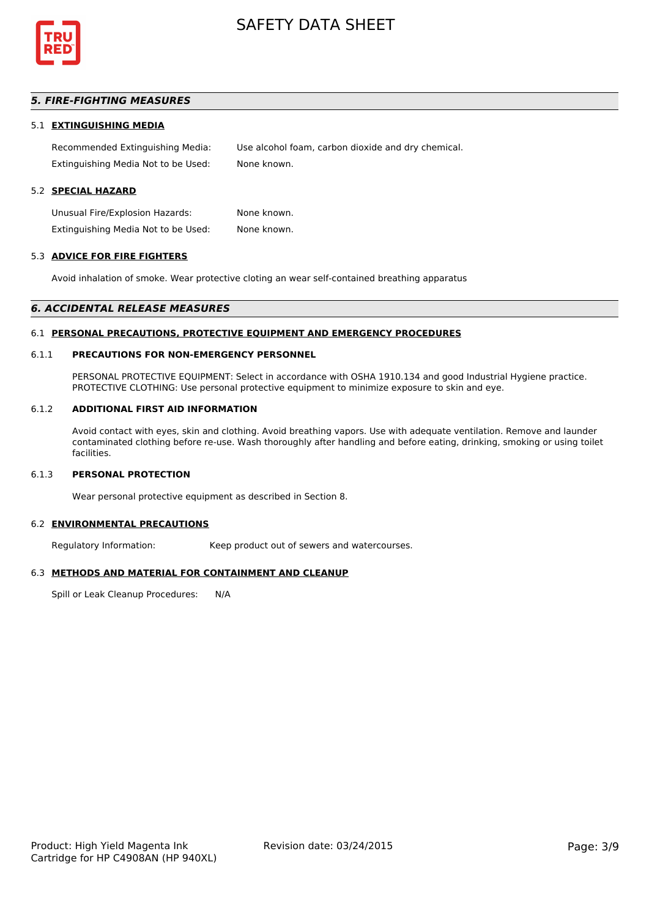## *5. FIRE-FIGHTING MEASURES*

### 5.1 EXTINGUISHING MEDIA

Recommended Extinguishing Media: Use alcohol foam, carbon dioxide and dry chemical.

Extinguishing Media Not to be Used: None known.

### 5.2 SPECIAL HAZARD

Unusual Fire/Explosion Hazards: None known.

Extinguishing Media Not to be Used: None known.

### 5.3 ADVICE FOR FIRE FIGHTERS

Avoid inhalation of smoke. Wear protective cloting an wear self-contained breathing apparatus

## *6. ACCIDENTAL RELEASE MEASURES*

### 6.1 PERSONAL PRECAUTIONS, PROTECTIVE EQUIPMENT AND EMERGENCY PROCEDURES

#### 6.1.1 PRECAUTIONS FOR NON-EMERGENCY PERSONNEL

PERSONAL PROTECTIVE EQUIPMENT: Select in accordance with OSHA 1910.134 and good Industrial Hygiene practice.
PROTECTIVE CLOTHING: Use personal protective equipment to minimize exposure to skin and eye.

#### 6.1.2 ADDITIONAL FIRST AID INFORMATION

Avoid contact with eyes, skin and clothing. Avoid breathing vapors. Use with adequate ventilation. Remove and launder contaminated clothing before re-use. Wash thoroughly after handling and before eating, drinking, smoking or using toilet facilities.

#### 6.1.3 PERSONAL PROTECTION

Wear personal protective equipment as described in Section 8.

### 6.2 ENVIRONMENTAL PRECAUTIONS

Regulatory Information: Keep product out of sewers and watercourses.

### 6.3 METHODS AND MATERIAL FOR CONTAINMENT AND CLEANUP

Spill or Leak Cleanup Procedures: N/A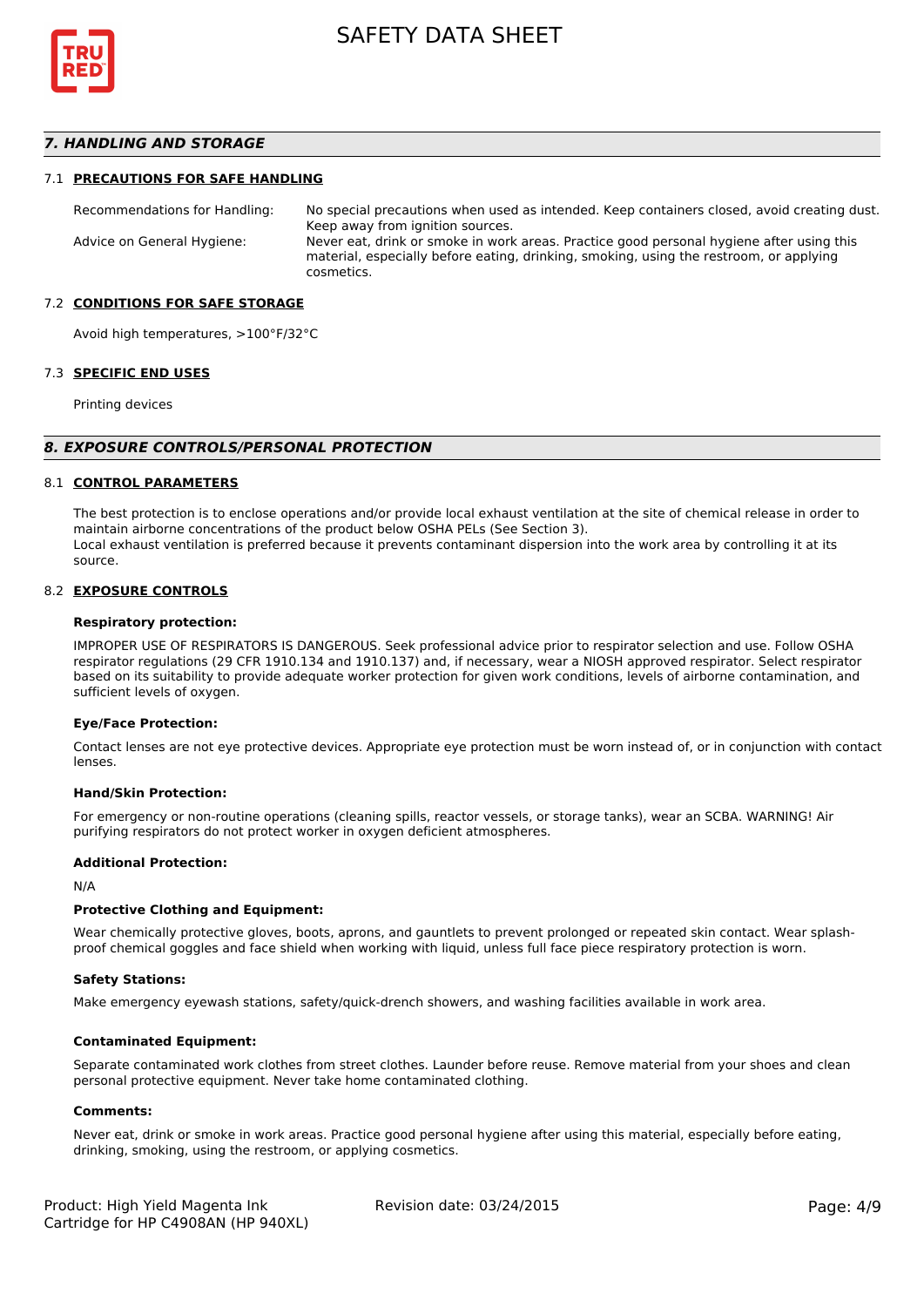## 7. HANDLING AND STORAGE

### 7.1 PRECAUTIONS FOR SAFE HANDLING

| | |
|---|---|
| Recommendations for Handling: | No special precautions when used as intended. Keep containers closed, avoid creating dust. Keep away from ignition sources. |
| Advice on General Hygiene: | Never eat, drink or smoke in work areas. Practice good personal hygiene after using this material, especially before eating, drinking, smoking, using the restroom, or applying cosmetics. |

### 7.2 CONDITIONS FOR SAFE STORAGE

Avoid high temperatures, >100°F/32°C

### 7.3 SPECIFIC END USES

Printing devices

## 8. EXPOSURE CONTROLS/PERSONAL PROTECTION

### 8.1 CONTROL PARAMETERS

The best protection is to enclose operations and/or provide local exhaust ventilation at the site of chemical release in order to maintain airborne concentrations of the product below OSHA PELs (See Section 3).
Local exhaust ventilation is preferred because it prevents contaminant dispersion into the work area by controlling it at its source.

### 8.2 EXPOSURE CONTROLS

**Respiratory protection:**

IMPROPER USE OF RESPIRATORS IS DANGEROUS. Seek professional advice prior to respirator selection and use. Follow OSHA respirator regulations (29 CFR 1910.134 and 1910.137) and, if necessary, wear a NIOSH approved respirator. Select respirator based on its suitability to provide adequate worker protection for given work conditions, levels of airborne contamination, and sufficient levels of oxygen.

**Eye/Face Protection:**

Contact lenses are not eye protective devices. Appropriate eye protection must be worn instead of, or in conjunction with contact lenses.

**Hand/Skin Protection:**

For emergency or non-routine operations (cleaning spills, reactor vessels, or storage tanks), wear an SCBA. WARNING! Air purifying respirators do not protect worker in oxygen deficient atmospheres.

**Additional Protection:**

N/A

**Protective Clothing and Equipment:**

Wear chemically protective gloves, boots, aprons, and gauntlets to prevent prolonged or repeated skin contact. Wear splash-proof chemical goggles and face shield when working with liquid, unless full face piece respiratory protection is worn.

**Safety Stations:**

Make emergency eyewash stations, safety/quick-drench showers, and washing facilities available in work area.

**Contaminated Equipment:**

Separate contaminated work clothes from street clothes. Launder before reuse. Remove material from your shoes and clean personal protective equipment. Never take home contaminated clothing.

**Comments:**

Never eat, drink or smoke in work areas. Practice good personal hygiene after using this material, especially before eating, drinking, smoking, using the restroom, or applying cosmetics.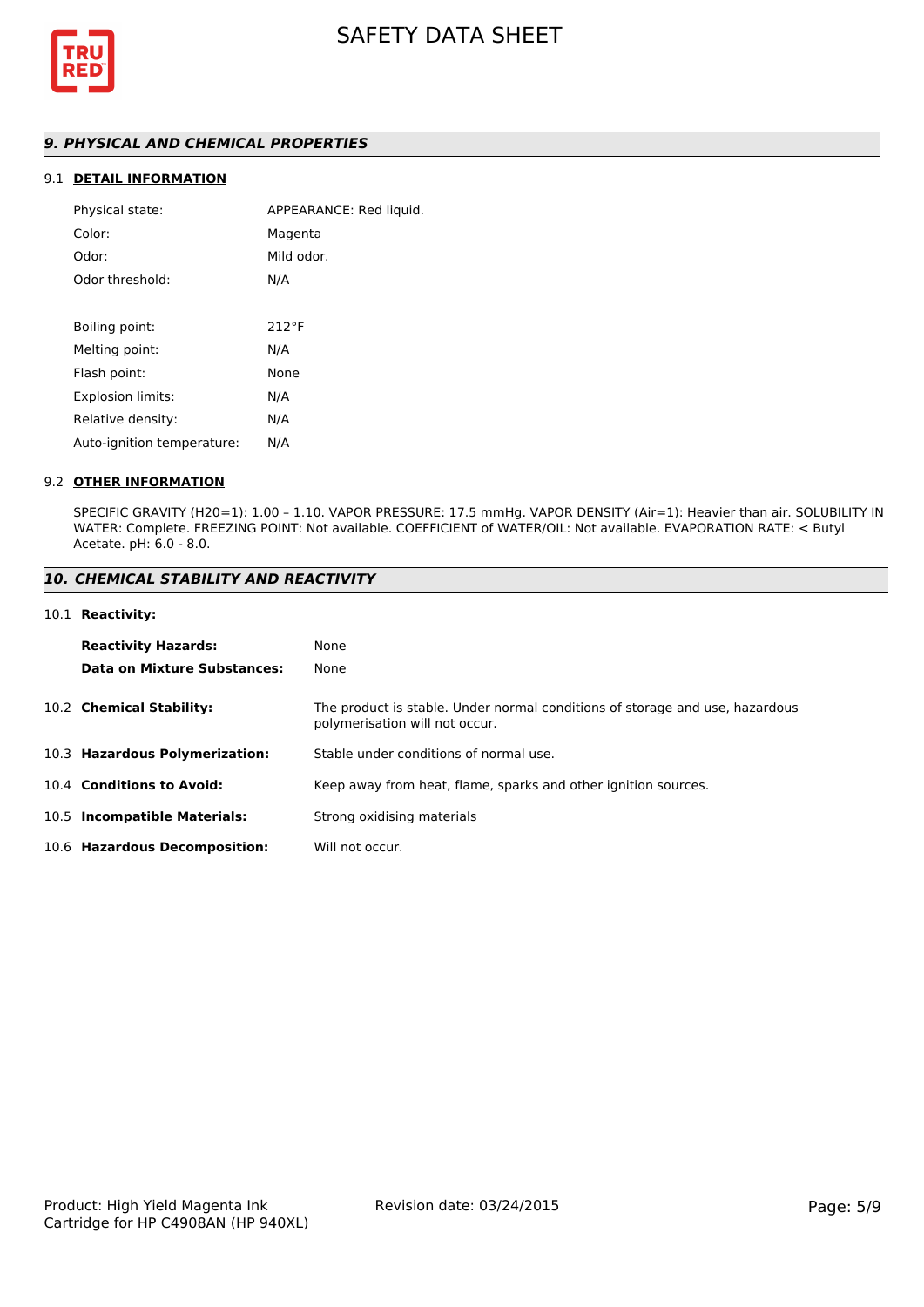## *9. PHYSICAL AND CHEMICAL PROPERTIES*

### 9.1 DETAIL INFORMATION

| | |
|---|---|
| Physical state: | APPEARANCE: Red liquid. |
| Color: | Magenta |
| Odor: | Mild odor. |
| Odor threshold: | N/A |
| Boiling point: | 212°F |
| Melting point: | N/A |
| Flash point: | None |
| Explosion limits: | N/A |
| Relative density: | N/A |
| Auto-ignition temperature: | N/A |

### 9.2 OTHER INFORMATION

SPECIFIC GRAVITY (H20=1): 1.00 – 1.10. VAPOR PRESSURE: 17.5 mmHg. VAPOR DENSITY (Air=1): Heavier than air. SOLUBILITY IN WATER: Complete. FREEZING POINT: Not available. COEFFICIENT of WATER/OIL: Not available. EVAPORATION RATE: < Butyl Acetate. pH: 6.0 - 8.0.

## *10. CHEMICAL STABILITY AND REACTIVITY*

### 10.1 Reactivity:

| | |
|---|---|
| **Reactivity Hazards:** | None |
| **Data on Mixture Substances:** | None |

**10.2 Chemical Stability:** The product is stable. Under normal conditions of storage and use, hazardous polymerisation will not occur.

**10.3 Hazardous Polymerization:** Stable under conditions of normal use.

**10.4 Conditions to Avoid:** Keep away from heat, flame, sparks and other ignition sources.

**10.5 Incompatible Materials:** Strong oxidising materials

**10.6 Hazardous Decomposition:** Will not occur.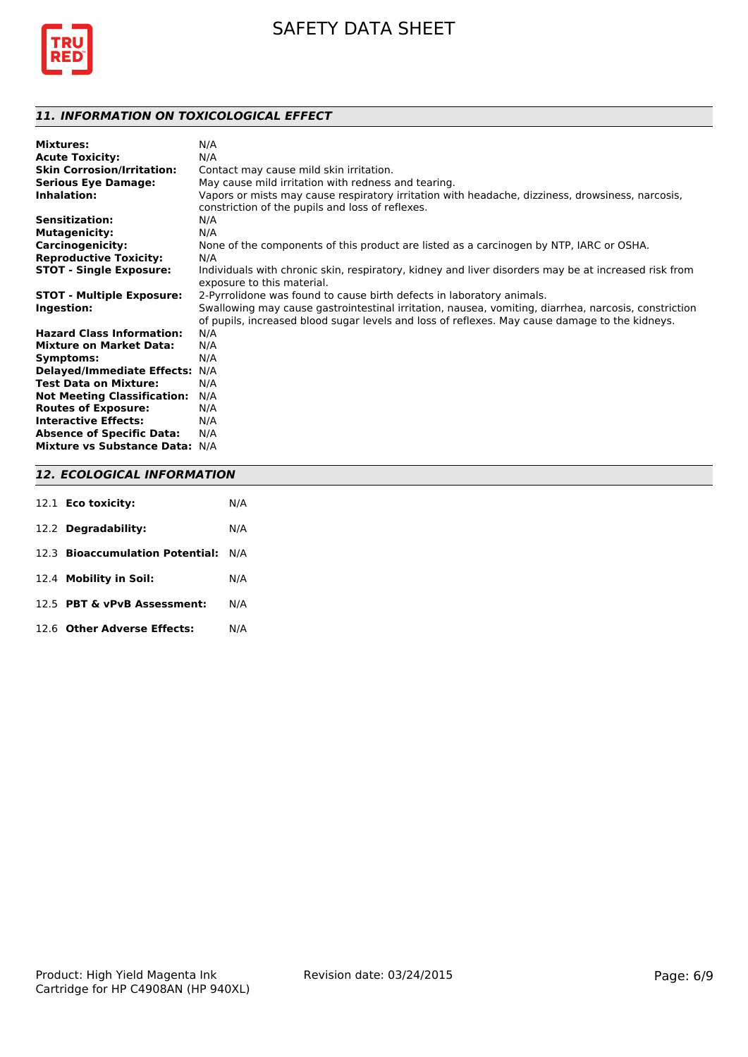## *11. INFORMATION ON TOXICOLOGICAL EFFECT*

| | |
|---|---|
| **Mixtures:** | N/A |
| **Acute Toxicity:** | N/A |
| **Skin Corrosion/Irritation:** | Contact may cause mild skin irritation. |
| **Serious Eye Damage:** | May cause mild irritation with redness and tearing. |
| **Inhalation:** | Vapors or mists may cause respiratory irritation with headache, dizziness, drowsiness, narcosis, constriction of the pupils and loss of reflexes. |
| **Sensitization:** | N/A |
| **Mutagenicity:** | N/A |
| **Carcinogenicity:** | None of the components of this product are listed as a carcinogen by NTP, IARC or OSHA. |
| **Reproductive Toxicity:** | N/A |
| **STOT - Single Exposure:** | Individuals with chronic skin, respiratory, kidney and liver disorders may be at increased risk from exposure to this material. |
| **STOT - Multiple Exposure:** | 2-Pyrrolidone was found to cause birth defects in laboratory animals. |
| **Ingestion:** | Swallowing may cause gastrointestinal irritation, nausea, vomiting, diarrhea, narcosis, constriction of pupils, increased blood sugar levels and loss of reflexes. May cause damage to the kidneys. |
| **Hazard Class Information:** | N/A |
| **Mixture on Market Data:** | N/A |
| **Symptoms:** | N/A |
| **Delayed/Immediate Effects:** | N/A |
| **Test Data on Mixture:** | N/A |
| **Not Meeting Classification:** | N/A |
| **Routes of Exposure:** | N/A |
| **Interactive Effects:** | N/A |
| **Absence of Specific Data:** | N/A |
| **Mixture vs Substance Data:** | N/A |

## *12. ECOLOGICAL INFORMATION*

| | |
|---|---|
| 12.1 **Eco toxicity:** | N/A |
| 12.2 **Degradability:** | N/A |
| 12.3 **Bioaccumulation Potential:** | N/A |
| 12.4 **Mobility in Soil:** | N/A |
| 12.5 **PBT & vPvB Assessment:** | N/A |
| 12.6 **Other Adverse Effects:** | N/A |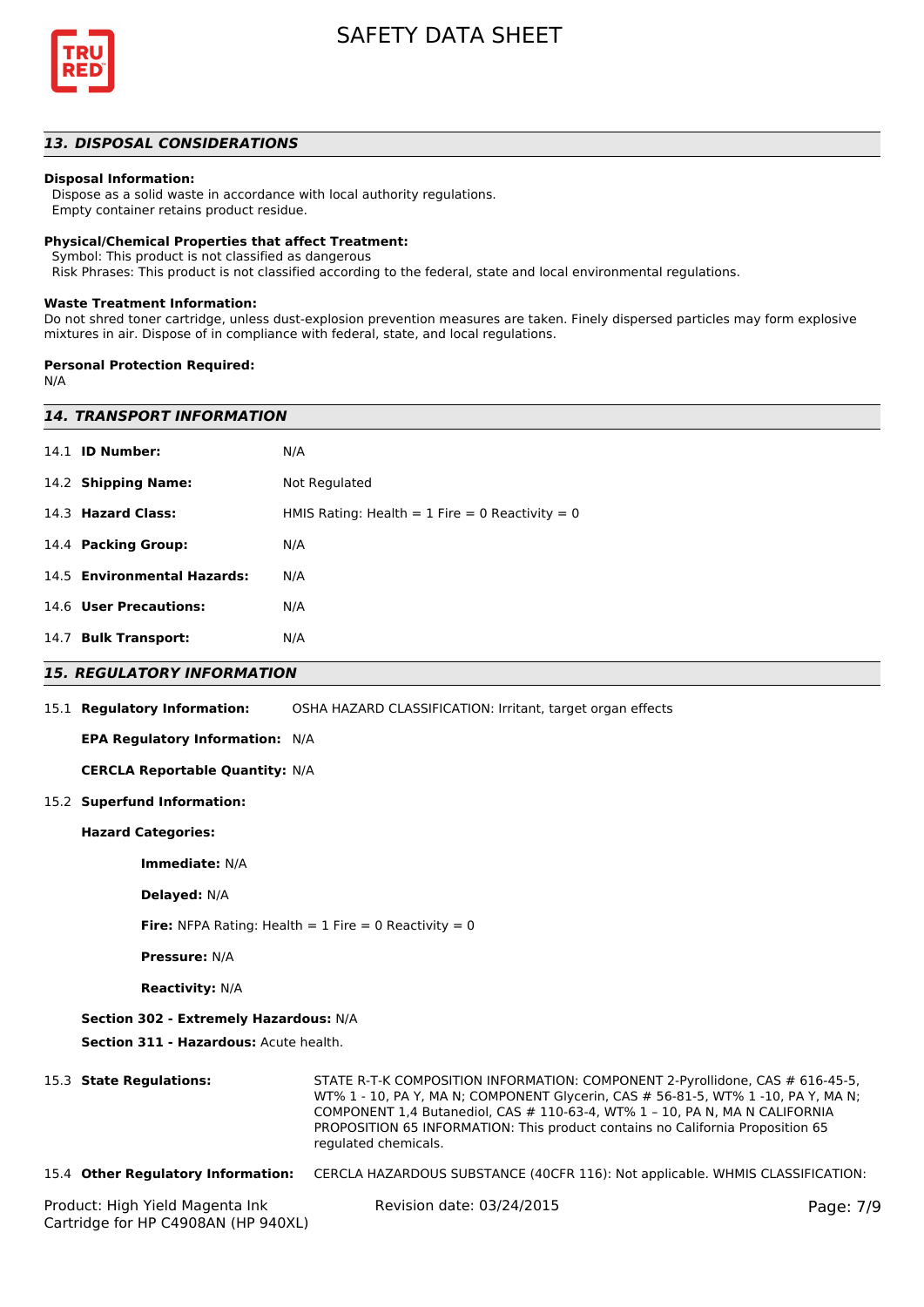## 13. DISPOSAL CONSIDERATIONS

**Disposal Information:**
Dispose as a solid waste in accordance with local authority regulations.
Empty container retains product residue.

**Physical/Chemical Properties that affect Treatment:**
Symbol: This product is not classified as dangerous
Risk Phrases: This product is not classified according to the federal, state and local environmental regulations.

**Waste Treatment Information:**
Do not shred toner cartridge, unless dust-explosion prevention measures are taken. Finely dispersed particles may form explosive mixtures in air. Dispose of in compliance with federal, state, and local regulations.

**Personal Protection Required:**
N/A

## 14. TRANSPORT INFORMATION

| | |
|---|---|
| 14.1 **ID Number:** | N/A |
| 14.2 **Shipping Name:** | Not Regulated |
| 14.3 **Hazard Class:** | HMIS Rating: Health = 1 Fire = 0 Reactivity = 0 |
| 14.4 **Packing Group:** | N/A |
| 14.5 **Environmental Hazards:** | N/A |
| 14.6 **User Precautions:** | N/A |
| 14.7 **Bulk Transport:** | N/A |

## 15. REGULATORY INFORMATION

15.1 **Regulatory Information:** OSHA HAZARD CLASSIFICATION: Irritant, target organ effects

**EPA Regulatory Information:** N/A

**CERCLA Reportable Quantity:** N/A

15.2 **Superfund Information:**

**Hazard Categories:**

**Immediate:** N/A

**Delayed:** N/A

**Fire:** NFPA Rating: Health = 1 Fire = 0 Reactivity = 0

**Pressure:** N/A

**Reactivity:** N/A

**Section 302 - Extremely Hazardous:** N/A

**Section 311 - Hazardous:** Acute health.

15.3 **State Regulations:** STATE R-T-K COMPOSITION INFORMATION: COMPONENT 2-Pyrollidone, CAS # 616-45-5, WT% 1 - 10, PA Y, MA N; COMPONENT Glycerin, CAS # 56-81-5, WT% 1 -10, PA Y, MA N; COMPONENT 1,4 Butanediol, CAS # 110-63-4, WT% 1 – 10, PA N, MA N CALIFORNIA PROPOSITION 65 INFORMATION: This product contains no California Proposition 65 regulated chemicals.

15.4 **Other Regulatory Information:** CERCLA HAZARDOUS SUBSTANCE (40CFR 116): Not applicable. WHMIS CLASSIFICATION: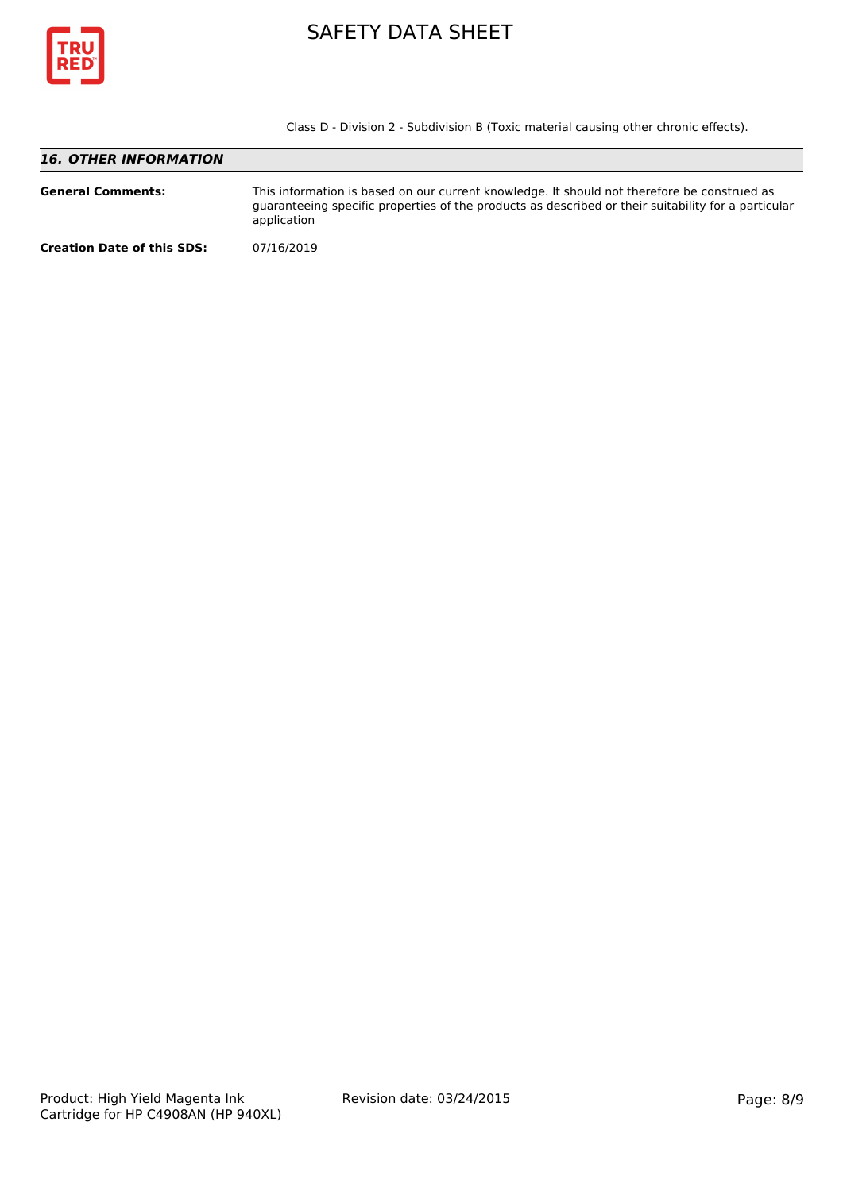Class D - Division 2 - Subdivision B (Toxic material causing other chronic effects).

## *16. OTHER INFORMATION*

**General Comments:** This information is based on our current knowledge. It should not therefore be construed as guaranteeing specific properties of the products as described or their suitability for a particular application

**Creation Date of this SDS:** 07/16/2019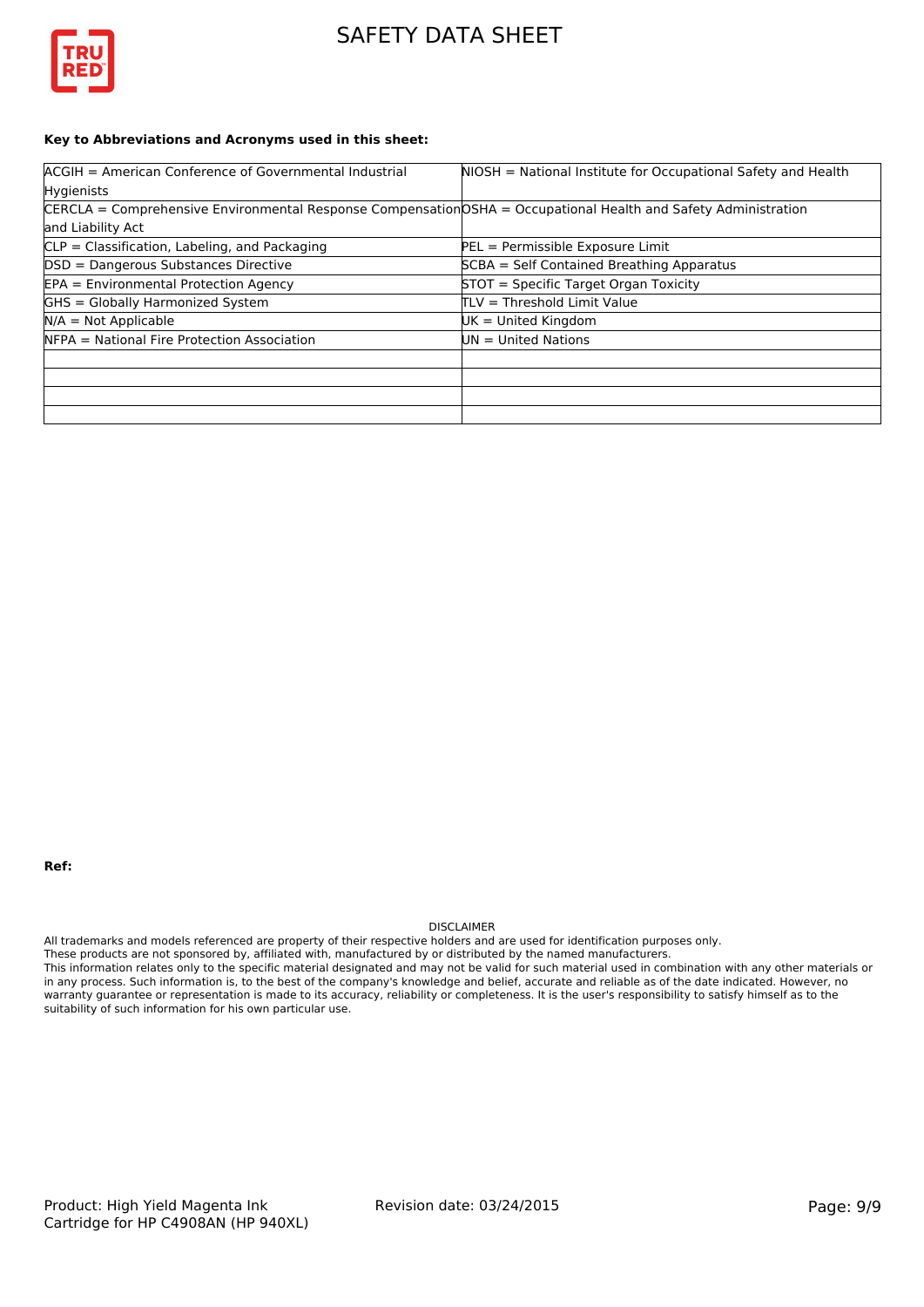**Key to Abbreviations and Acronyms used in this sheet:**

| | |
|---|---|
| ACGIH = American Conference of Governmental Industrial Hygienists | NIOSH = National Institute for Occupational Safety and Health |
| CERCLA = Comprehensive Environmental Response Compensation and Liability Act | OSHA = Occupational Health and Safety Administration |
| CLP = Classification, Labeling, and Packaging | PEL = Permissible Exposure Limit |
| DSD = Dangerous Substances Directive | SCBA = Self Contained Breathing Apparatus |
| EPA = Environmental Protection Agency | STOT = Specific Target Organ Toxicity |
| GHS = Globally Harmonized System | TLV = Threshold Limit Value |
| N/A = Not Applicable | UK = United Kingdom |
| NFPA = National Fire Protection Association | UN = United Nations |
| | |
| | |
| | |
| | |

**Ref:**

DISCLAIMER

All trademarks and models referenced are property of their respective holders and are used for identification purposes only.
These products are not sponsored by, affiliated with, manufactured by or distributed by the named manufacturers.
This information relates only to the specific material designated and may not be valid for such material used in combination with any other materials or in any process. Such information is, to the best of the company's knowledge and belief, accurate and reliable as of the date indicated. However, no warranty guarantee or representation is made to its accuracy, reliability or completeness. It is the user's responsibility to satisfy himself as to the suitability of such information for his own particular use.